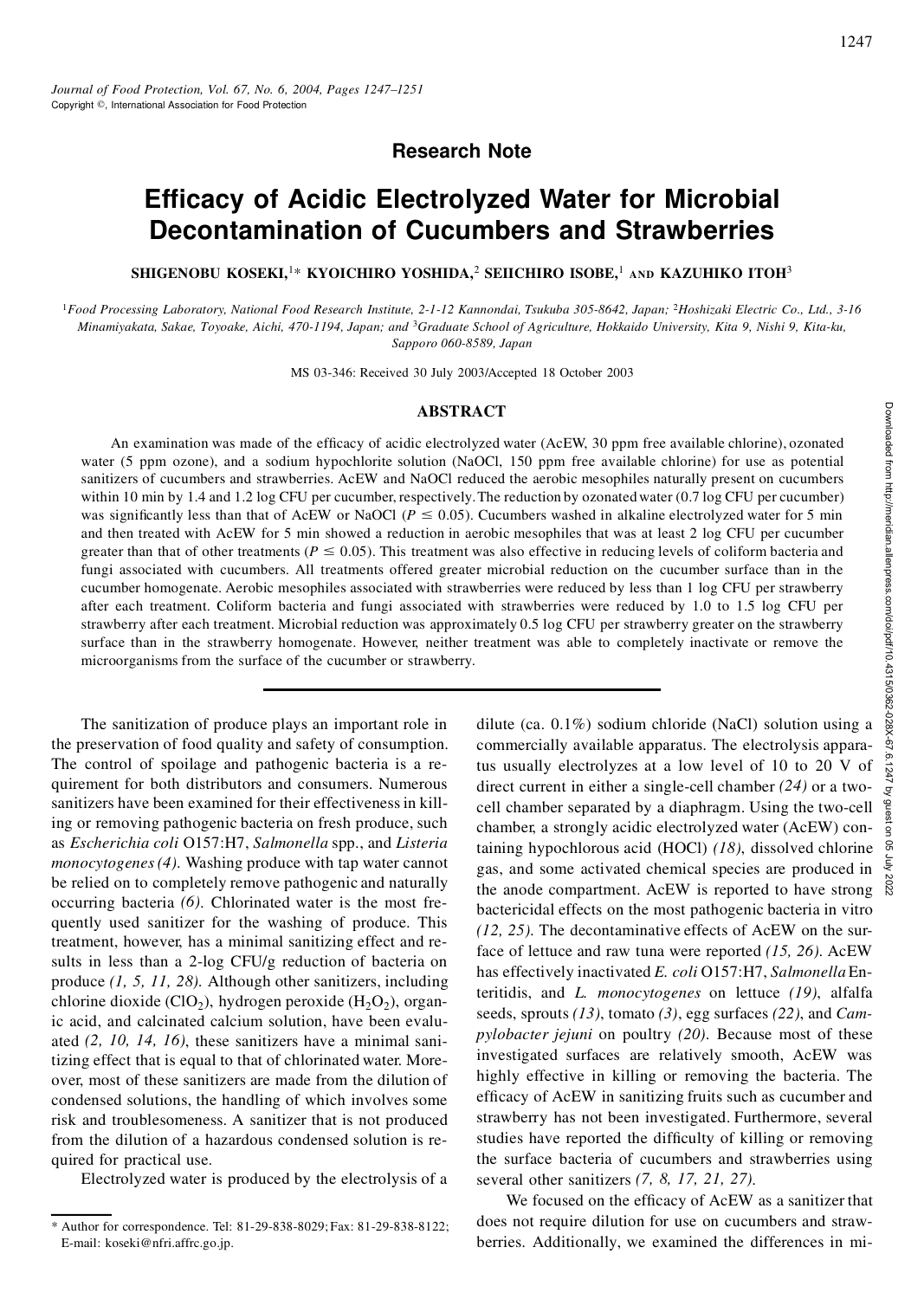**Research Note**

# Efficacy of Acidic Electrolyzed Water for Microbial Decontamination of Cucumbers and Strawberries

**SHIGENOBU KOSEKI,[1]* KYOICHIRO YOSHIDA,[2] SEIICHIRO ISOBE,[1] AND KAZUHIKO ITOH[3]**

[1]*Food Processing Laboratory, National Food Research Institute, 2-1-12 Kannondai, Tsukuba 305-8642, Japan;* [2]*Hoshizaki Electric Co., Ltd., 3-16 Minamiyakata, Sakae, Toyoake, Aichi, 470-1194, Japan; and* [3]*Graduate School of Agriculture, Hokkaido University, Kita 9, Nishi 9, Kita-ku, Sapporo 060-8589, Japan*

MS 03-346: Received 30 July 2003/Accepted 18 October 2003

## ABSTRACT

An examination was made of the efficacy of acidic electrolyzed water (AcEW, 30 ppm free available chlorine), ozonated water (5 ppm ozone), and a sodium hypochlorite solution (NaOCl, 150 ppm free available chlorine) for use as potential sanitizers of cucumbers and strawberries. AcEW and NaOCl reduced the aerobic mesophiles naturally present on cucumbers within 10 min by 1.4 and 1.2 log CFU per cucumber, respectively. The reduction by ozonated water (0.7 log CFU per cucumber) was significantly less than that of AcEW or NaOCl ($P \leq 0.05$). Cucumbers washed in alkaline electrolyzed water for 5 min and then treated with AcEW for 5 min showed a reduction in aerobic mesophiles that was at least 2 log CFU per cucumber greater than that of other treatments ($P \leq 0.05$). This treatment was also effective in reducing levels of coliform bacteria and fungi associated with cucumbers. All treatments offered greater microbial reduction on the cucumber surface than in the cucumber homogenate. Aerobic mesophiles associated with strawberries were reduced by less than 1 log CFU per strawberry after each treatment. Coliform bacteria and fungi associated with strawberries were reduced by 1.0 to 1.5 log CFU per strawberry after each treatment. Microbial reduction was approximately 0.5 log CFU per strawberry greater on the strawberry surface than in the strawberry homogenate. However, neither treatment was able to completely inactivate or remove the microorganisms from the surface of the cucumber or strawberry.

---

The sanitization of produce plays an important role in the preservation of food quality and safety of consumption. The control of spoilage and pathogenic bacteria is a requirement for both distributors and consumers. Numerous sanitizers have been examined for their effectiveness in killing or removing pathogenic bacteria on fresh produce, such as *Escherichia coli* O157:H7, *Salmonella* spp., and *Listeria monocytogenes (4)*. Washing produce with tap water cannot be relied on to completely remove pathogenic and naturally occurring bacteria *(6)*. Chlorinated water is the most frequently used sanitizer for the washing of produce. This treatment, however, has a minimal sanitizing effect and results in less than a 2-log CFU/g reduction of bacteria on produce *(1, 5, 11, 28)*. Although other sanitizers, including chlorine dioxide ($ClO_2$), hydrogen peroxide ($H_2O_2$), organic acid, and calcinated calcium solution, have been evaluated *(2, 10, 14, 16)*, these sanitizers have a minimal sanitizing effect that is equal to that of chlorinated water. Moreover, most of these sanitizers are made from the dilution of condensed solutions, the handling of which involves some risk and troublesomeness. A sanitizer that is not produced from the dilution of a hazardous condensed solution is required for practical use.

Electrolyzed water is produced by the electrolysis of a dilute (ca. 0.1%) sodium chloride (NaCl) solution using a commercially available apparatus. The electrolysis apparatus usually electrolyzes at a low level of 10 to 20 V of direct current in either a single-cell chamber *(24)* or a two-cell chamber separated by a diaphragm. Using the two-cell chamber, a strongly acidic electrolyzed water (AcEW) containing hypochlorous acid (HOCl) *(18)*, dissolved chlorine gas, and some activated chemical species are produced in the anode compartment. AcEW is reported to have strong bactericidal effects on the most pathogenic bacteria in vitro *(12, 25)*. The decontaminative effects of AcEW on the surface of lettuce and raw tuna were reported *(15, 26)*. AcEW has effectively inactivated *E. coli* O157:H7, *Salmonella* Enteritidis, and *L. monocytogenes* on lettuce *(19)*, alfalfa seeds, sprouts *(13)*, tomato *(3)*, egg surfaces *(22)*, and *Campylobacter jejuni* on poultry *(20)*. Because most of these investigated surfaces are relatively smooth, AcEW was highly effective in killing or removing the bacteria. The efficacy of AcEW in sanitizing fruits such as cucumber and strawberry has not been investigated. Furthermore, several studies have reported the difficulty of killing or removing the surface bacteria of cucumbers and strawberries using several other sanitizers *(7, 8, 17, 21, 27)*.

We focused on the efficacy of AcEW as a sanitizer that does not require dilution for use on cucumbers and strawberries. Additionally, we examined the differences in mi-

---

* Author for correspondence. Tel: 81-29-838-8029; Fax: 81-29-838-8122; E-mail: koseki@nfri.affrc.go.jp.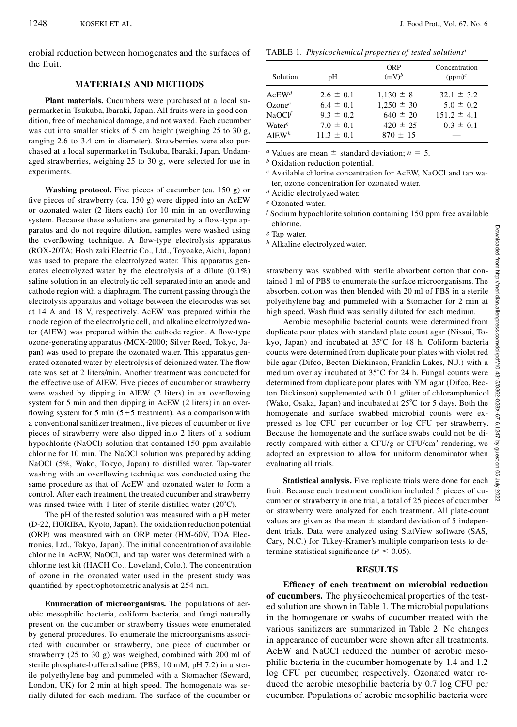crobial reduction between homogenates and the surfaces of the fruit.

## MATERIALS AND METHODS

**Plant materials.** Cucumbers were purchased at a local supermarket in Tsukuba, Ibaraki, Japan. All fruits were in good condition, free of mechanical damage, and not waxed. Each cucumber was cut into smaller sticks of 5 cm height (weighing 25 to 30 g, ranging 2.6 to 3.4 cm in diameter). Strawberries were also purchased at a local supermarket in Tsukuba, Ibaraki, Japan. Undamaged strawberries, weighing 25 to 30 g, were selected for use in experiments.

**Washing protocol.** Five pieces of cucumber (ca. 150 g) or five pieces of strawberry (ca. 150 g) were dipped into an AcEW or ozonated water (2 liters each) for 10 min in an overflowing system. Because these solutions are generated by a flow-type apparatus and do not require dilution, samples were washed using the overflowing technique. A flow-type electrolysis apparatus (ROX-20TA; Hoshizaki Electric Co., Ltd., Toyoake, Aichi, Japan) was used to prepare the electrolyzed water. This apparatus generates electrolyzed water by the electrolysis of a dilute (0.1%) saline solution in an electrolytic cell separated into an anode and cathode region with a diaphragm. The current passing through the electrolysis apparatus and voltage between the electrodes was set at 14 A and 18 V, respectively. AcEW was prepared within the anode region of the electrolytic cell, and alkaline electrolyzed water (AlEW) was prepared within the cathode region. A flow-type ozone-generating apparatus (MCX-2000; Silver Reed, Tokyo, Japan) was used to prepare the ozonated water. This apparatus generated ozonated water by electrolysis of deionized water. The flow rate was set at 2 liters/min. Another treatment was conducted for the effective use of AlEW. Five pieces of cucumber or strawberry were washed by dipping in AlEW (2 liters) in an overflowing system for 5 min and then dipping in AcEW (2 liters) in an overflowing system for 5 min (5+5 treatment). As a comparison with a conventional sanitizer treatment, five pieces of cucumber or five pieces of strawberry were also dipped into 2 liters of a sodium hypochlorite (NaOCl) solution that contained 150 ppm available chlorine for 10 min. The NaOCl solution was prepared by adding NaOCl (5%, Wako, Tokyo, Japan) to distilled water. Tap-water washing with an overflowing technique was conducted using the same procedure as that of AcEW and ozonated water to form a control. After each treatment, the treated cucumber and strawberry was rinsed twice with 1 liter of sterile distilled water (20°C).

The pH of the tested solution was measured with a pH meter (D-22, HORIBA, Kyoto, Japan). The oxidation reduction potential (ORP) was measured with an ORP meter (HM-60V, TOA Electronics, Ltd., Tokyo, Japan). The initial concentration of available chlorine in AcEW, NaOCl, and tap water was determined with a chlorine test kit (HACH Co., Loveland, Colo.). The concentration of ozone in the ozonated water used in the present study was quantified by spectrophotometric analysis at 254 nm.

**Enumeration of microorganisms.** The populations of aerobic mesophilic bacteria, coliform bacteria, and fungi naturally present on the cucumber or strawberry tissues were enumerated by general procedures. To enumerate the microorganisms associated with cucumber or strawberry, one piece of cucumber or strawberry (25 to 30 g) was weighed, combined with 200 ml of sterile phosphate-buffered saline (PBS; 10 mM, pH 7.2) in a sterile polyethylene bag and pummeled with a Stomacher (Seward, London, UK) for 2 min at high speed. The homogenate was serially diluted for each medium. The surface of the cucumber or strawberry was swabbed with sterile absorbent cotton that contained 1 ml of PBS to enumerate the surface microorganisms. The absorbent cotton was then blended with 20 ml of PBS in a sterile polyethylene bag and pummeled with a Stomacher for 2 min at high speed. Wash fluid was serially diluted for each medium.

Aerobic mesophilic bacterial counts were determined from duplicate pour plates with standard plate count agar (Nissui, Tokyo, Japan) and incubated at 35°C for 48 h. Coliform bacteria counts were determined from duplicate pour plates with violet red bile agar (Difco, Becton Dickinson, Franklin Lakes, N.J.) with a medium overlay incubated at 35°C for 24 h. Fungal counts were determined from duplicate pour plates with YM agar (Difco, Becton Dickinson) supplemented with 0.1 g/liter of chloramphenicol (Wako, Osaka, Japan) and incubated at 25°C for 5 days. Both the homogenate and surface swabbed microbial counts were expressed as log CFU per cucumber or log CFU per strawberry. Because the homogenate and the surface swabs could not be directly compared with either a CFU/g or CFU/cm$^2$ rendering, we adopted an expression to allow for uniform denominator when evaluating all trials.

**Statistical analysis.** Five replicate trials were done for each fruit. Because each treatment condition included 5 pieces of cucumber or strawberry in one trial, a total of 25 pieces of cucumber or strawberry were analyzed for each treatment. All plate-count values are given as the mean ± standard deviation of 5 independent trials. Data were analyzed using StatView software (SAS, Cary, N.C.) for Tukey-Kramer's multiple comparison tests to determine statistical significance ($P \leq 0.05$).

TABLE 1. *Physicochemical properties of tested solutions*[a]

| Solution | pH | ORP (mV)[b] | Concentration (ppm)[c] |
|---|---|---|---|
| AcEW[d] | 2.6 ± 0.1 | 1,130 ± 8 | 32.1 ± 3.2 |
| Ozone[e] | 6.4 ± 0.1 | 1,250 ± 30 | 5.0 ± 0.2 |
| NaOCl[f] | 9.3 ± 0.2 | 640 ± 20 | 151.2 ± 4.1 |
| Water[g] | 7.0 ± 0.1 | 420 ± 25 | 0.3 ± 0.1 |
| AlEW[h] | 11.3 ± 0.1 | −870 ± 15 | — |

[a] Values are mean ± standard deviation; $n = 5$.
[b] Oxidation reduction potential.
[c] Available chlorine concentration for AcEW, NaOCl and tap water, ozone concentration for ozonated water.
[d] Acidic electrolyzed water.
[e] Ozonated water.
[f] Sodium hypochlorite solution containing 150 ppm free available chlorine.
[g] Tap water.
[h] Alkaline electrolyzed water.

## RESULTS

**Efficacy of each treatment on microbial reduction of cucumbers.** The physicochemical properties of the tested solution are shown in Table 1. The microbial populations in the homogenate or swabs of cucumber treated with the various sanitizers are summarized in Table 2. No changes in appearance of cucumber were shown after all treatments. AcEW and NaOCl reduced the number of aerobic mesophilic bacteria in the cucumber homogenate by 1.4 and 1.2 log CFU per cucumber, respectively. Ozonated water reduced the aerobic mesophilic bacteria by 0.7 log CFU per cucumber. Populations of aerobic mesophilic bacteria were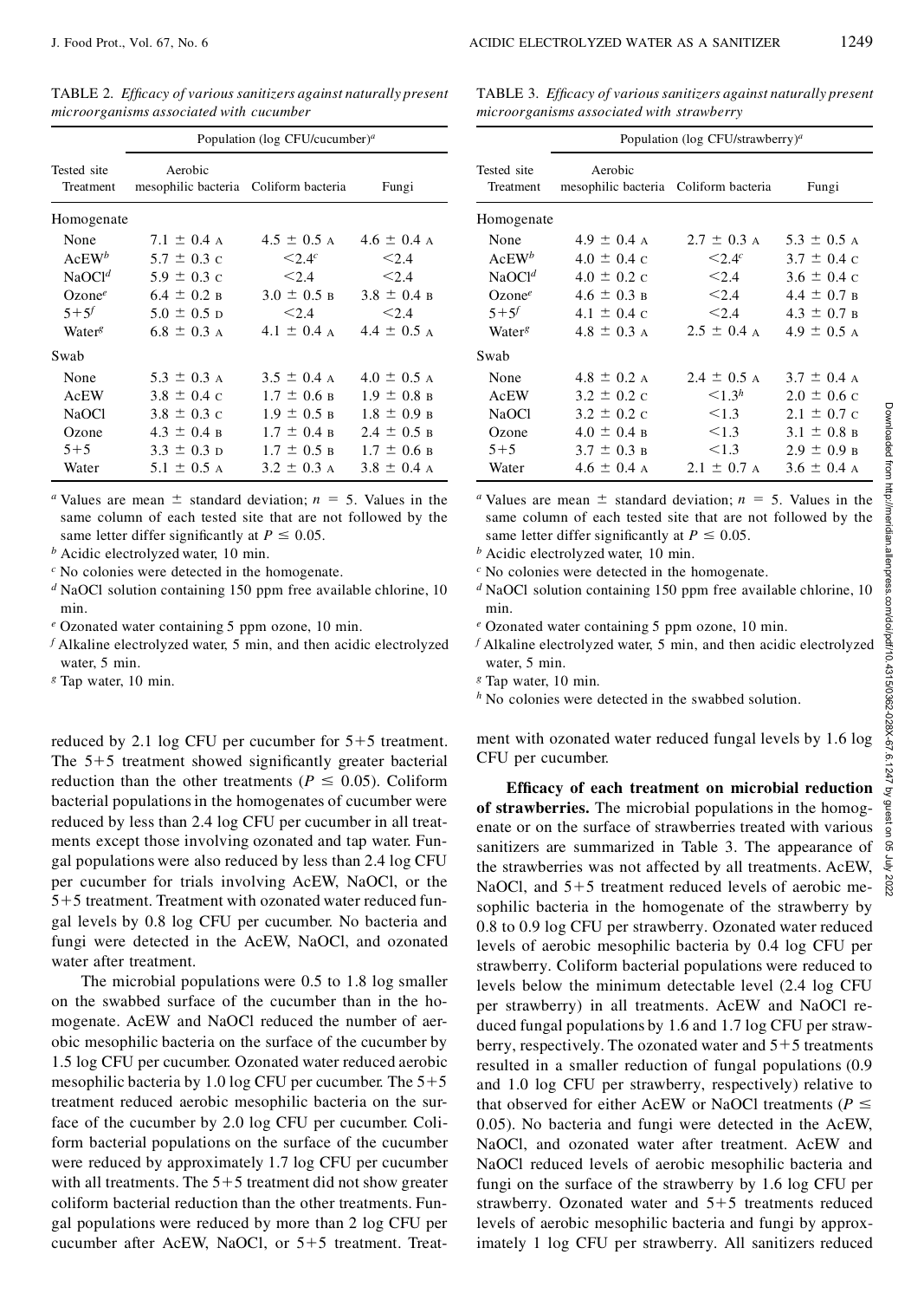TABLE 2. *Efficacy of various sanitizers against naturally present microorganisms associated with cucumber*

| Tested site Treatment | Population (log CFU/cucumber)[a] | | |
|---|---|---|---|
| | Aerobic mesophilic bacteria | Coliform bacteria | Fungi |
| Homogenate | | | |
| None | 7.1 ± 0.4 A | 4.5 ± 0.5 A | 4.6 ± 0.4 A |
| AcEW[b] | 5.7 ± 0.3 C | <2.4[c] | <2.4 |
| NaOCl[d] | 5.9 ± 0.3 C | <2.4 | <2.4 |
| Ozone[e] | 6.4 ± 0.2 B | 3.0 ± 0.5 B | 3.8 ± 0.4 B |
| 5+5[f] | 5.0 ± 0.5 D | <2.4 | <2.4 |
| Water[g] | 6.8 ± 0.3 A | 4.1 ± 0.4 A | 4.4 ± 0.5 A |
| Swab | | | |
| None | 5.3 ± 0.3 A | 3.5 ± 0.4 A | 4.0 ± 0.5 A |
| AcEW | 3.8 ± 0.4 C | 1.7 ± 0.6 B | 1.9 ± 0.8 B |
| NaOCl | 3.8 ± 0.3 C | 1.9 ± 0.5 B | 1.8 ± 0.9 B |
| Ozone | 4.3 ± 0.4 B | 1.7 ± 0.4 B | 2.4 ± 0.5 B |
| 5+5 | 3.3 ± 0.3 D | 1.7 ± 0.5 B | 1.7 ± 0.6 B |
| Water | 5.1 ± 0.5 A | 3.2 ± 0.3 A | 3.8 ± 0.4 A |

[a] Values are mean ± standard deviation; $n = 5$. Values in the same column of each tested site that are not followed by the same letter differ significantly at $P \leq 0.05$.
[b] Acidic electrolyzed water, 10 min.
[c] No colonies were detected in the homogenate.
[d] NaOCl solution containing 150 ppm free available chlorine, 10 min.
[e] Ozonated water containing 5 ppm ozone, 10 min.
[f] Alkaline electrolyzed water, 5 min, and then acidic electrolyzed water, 5 min.
[g] Tap water, 10 min.

TABLE 3. *Efficacy of various sanitizers against naturally present microorganisms associated with strawberry*

| Tested site Treatment | Population (log CFU/strawberry)[a] | | |
|---|---|---|---|
| | Aerobic mesophilic bacteria | Coliform bacteria | Fungi |
| Homogenate | | | |
| None | 4.9 ± 0.4 A | 2.7 ± 0.3 A | 5.3 ± 0.5 A |
| AcEW[b] | 4.0 ± 0.4 C | <2.4[c] | 3.7 ± 0.4 C |
| NaOCl[d] | 4.0 ± 0.2 C | <2.4 | 3.6 ± 0.4 C |
| Ozone[e] | 4.6 ± 0.3 B | <2.4 | 4.4 ± 0.7 B |
| 5+5[f] | 4.1 ± 0.4 C | <2.4 | 4.3 ± 0.7 B |
| Water[g] | 4.8 ± 0.3 A | 2.5 ± 0.4 A | 4.9 ± 0.5 A |
| Swab | | | |
| None | 4.8 ± 0.2 A | 2.4 ± 0.5 A | 3.7 ± 0.4 A |
| AcEW | 3.2 ± 0.2 C | <1.3[h] | 2.0 ± 0.6 C |
| NaOCl | 3.2 ± 0.2 C | <1.3 | 2.1 ± 0.7 C |
| Ozone | 4.0 ± 0.4 B | <1.3 | 3.1 ± 0.8 B |
| 5+5 | 3.7 ± 0.3 B | <1.3 | 2.9 ± 0.9 B |
| Water | 4.6 ± 0.4 A | 2.1 ± 0.7 A | 3.6 ± 0.4 A |

[a] Values are mean ± standard deviation; $n = 5$. Values in the same column of each tested site that are not followed by the same letter differ significantly at $P \leq 0.05$.
[b] Acidic electrolyzed water, 10 min.
[c] No colonies were detected in the homogenate.
[d] NaOCl solution containing 150 ppm free available chlorine, 10 min.
[e] Ozonated water containing 5 ppm ozone, 10 min.
[f] Alkaline electrolyzed water, 5 min, and then acidic electrolyzed water, 5 min.
[g] Tap water, 10 min.
[h] No colonies were detected in the swabbed solution.

reduced by 2.1 log CFU per cucumber for 5+5 treatment. The 5+5 treatment showed significantly greater bacterial reduction than the other treatments ($P \leq 0.05$). Coliform bacterial populations in the homogenates of cucumber were reduced by less than 2.4 log CFU per cucumber in all treatments except those involving ozonated and tap water. Fungal populations were also reduced by less than 2.4 log CFU per cucumber for trials involving AcEW, NaOCl, or the 5+5 treatment. Treatment with ozonated water reduced fungal levels by 0.8 log CFU per cucumber. No bacteria and fungi were detected in the AcEW, NaOCl, and ozonated water after treatment.

The microbial populations were 0.5 to 1.8 log smaller on the swabbed surface of the cucumber than in the homogenate. AcEW and NaOCl reduced the number of aerobic mesophilic bacteria on the surface of the cucumber by 1.5 log CFU per cucumber. Ozonated water reduced aerobic mesophilic bacteria by 1.0 log CFU per cucumber. The 5+5 treatment reduced aerobic mesophilic bacteria on the surface of the cucumber by 2.0 log CFU per cucumber. Coliform bacterial populations on the surface of the cucumber were reduced by approximately 1.7 log CFU per cucumber with all treatments. The 5+5 treatment did not show greater coliform bacterial reduction than the other treatments. Fungal populations were reduced by more than 2 log CFU per cucumber after AcEW, NaOCl, or 5+5 treatment. Treatment with ozonated water reduced fungal levels by 1.6 log CFU per cucumber.

**Efficacy of each treatment on microbial reduction of strawberries.** The microbial populations in the homogenate or on the surface of strawberries treated with various sanitizers are summarized in Table 3. The appearance of the strawberries was not affected by all treatments. AcEW, NaOCl, and 5+5 treatment reduced levels of aerobic mesophilic bacteria in the homogenate of the strawberry by 0.8 to 0.9 log CFU per strawberry. Ozonated water reduced levels of aerobic mesophilic bacteria by 0.4 log CFU per strawberry. Coliform bacterial populations were reduced to levels below the minimum detectable level (2.4 log CFU per strawberry) in all treatments. AcEW and NaOCl reduced fungal populations by 1.6 and 1.7 log CFU per strawberry, respectively. The ozonated water and 5+5 treatments resulted in a smaller reduction of fungal populations (0.9 and 1.0 log CFU per strawberry, respectively) relative to that observed for either AcEW or NaOCl treatments ($P \leq 0.05$). No bacteria and fungi were detected in the AcEW, NaOCl, and ozonated water after treatment. AcEW and NaOCl reduced levels of aerobic mesophilic bacteria and fungi on the surface of the strawberry by 1.6 log CFU per strawberry. Ozonated water and 5+5 treatments reduced levels of aerobic mesophilic bacteria and fungi by approximately 1 log CFU per strawberry. All sanitizers reduced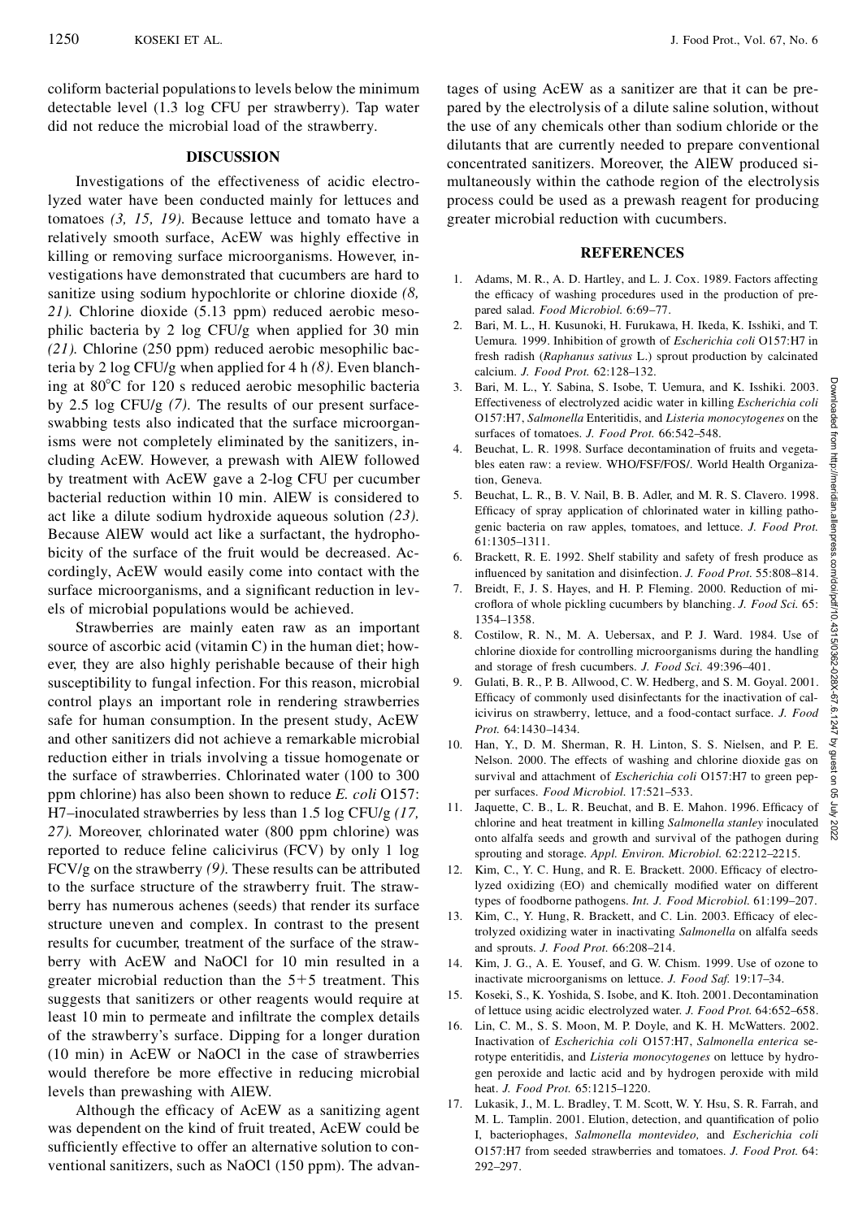coliform bacterial populations to levels below the minimum detectable level (1.3 log CFU per strawberry). Tap water did not reduce the microbial load of the strawberry.

## DISCUSSION

Investigations of the effectiveness of acidic electrolyzed water have been conducted mainly for lettuces and tomatoes *(3, 15, 19)*. Because lettuce and tomato have a relatively smooth surface, AcEW was highly effective in killing or removing surface microorganisms. However, investigations have demonstrated that cucumbers are hard to sanitize using sodium hypochlorite or chlorine dioxide *(8, 21)*. Chlorine dioxide (5.13 ppm) reduced aerobic mesophilic bacteria by 2 log CFU/g when applied for 30 min *(21)*. Chlorine (250 ppm) reduced aerobic mesophilic bacteria by 2 log CFU/g when applied for 4 h *(8)*. Even blanching at 80°C for 120 s reduced aerobic mesophilic bacteria by 2.5 log CFU/g *(7)*. The results of our present surface-swabbing tests also indicated that the surface microorganisms were not completely eliminated by the sanitizers, including AcEW. However, a prewash with AlEW followed by treatment with AcEW gave a 2-log CFU per cucumber bacterial reduction within 10 min. AlEW is considered to act like a dilute sodium hydroxide aqueous solution *(23)*. Because AlEW would act like a surfactant, the hydrophobicity of the surface of the fruit would be decreased. Accordingly, AcEW would easily come into contact with the surface microorganisms, and a significant reduction in levels of microbial populations would be achieved.

Strawberries are mainly eaten raw as an important source of ascorbic acid (vitamin C) in the human diet; however, they are also highly perishable because of their high susceptibility to fungal infection. For this reason, microbial control plays an important role in rendering strawberries safe for human consumption. In the present study, AcEW and other sanitizers did not achieve a remarkable microbial reduction either in trials involving a tissue homogenate or the surface of strawberries. Chlorinated water (100 to 300 ppm chlorine) has also been shown to reduce *E. coli* O157:H7–inoculated strawberries by less than 1.5 log CFU/g *(17, 27)*. Moreover, chlorinated water (800 ppm chlorine) was reported to reduce feline calicivirus (FCV) by only 1 log FCV/g on the strawberry *(9)*. These results can be attributed to the surface structure of the strawberry fruit. The strawberry has numerous achenes (seeds) that render its surface structure uneven and complex. In contrast to the present results for cucumber, treatment of the surface of the strawberry with AcEW and NaOCl for 10 min resulted in a greater microbial reduction than the 5+5 treatment. This suggests that sanitizers or other reagents would require at least 10 min to permeate and infiltrate the complex details of the strawberry's surface. Dipping for a longer duration (10 min) in AcEW or NaOCl in the case of strawberries would therefore be more effective in reducing microbial levels than prewashing with AlEW.

Although the efficacy of AcEW as a sanitizing agent was dependent on the kind of fruit treated, AcEW could be sufficiently effective to offer an alternative solution to conventional sanitizers, such as NaOCl (150 ppm). The advantages of using AcEW as a sanitizer are that it can be prepared by the electrolysis of a dilute saline solution, without the use of any chemicals other than sodium chloride or the dilutants that are currently needed to prepare conventional concentrated sanitizers. Moreover, the AlEW produced simultaneously within the cathode region of the electrolysis process could be used as a prewash reagent for producing greater microbial reduction with cucumbers.

## REFERENCES

1. Adams, M. R., A. D. Hartley, and L. J. Cox. 1989. Factors affecting the efficacy of washing procedures used in the production of prepared salad. *Food Microbiol.* 6:69–77.
2. Bari, M. L., H. Kusunoki, H. Furukawa, H. Ikeda, K. Isshiki, and T. Uemura. 1999. Inhibition of growth of *Escherichia coli* O157:H7 in fresh radish (*Raphanus sativus* L.) sprout production by calcinated calcium. *J. Food Prot.* 62:128–132.
3. Bari, M. L., Y. Sabina, S. Isobe, T. Uemura, and K. Isshiki. 2003. Effectiveness of electrolyzed acidic water in killing *Escherichia coli* O157:H7, *Salmonella* Enteritidis, and *Listeria monocytogenes* on the surfaces of tomatoes. *J. Food Prot.* 66:542–548.
4. Beuchat, L. R. 1998. Surface decontamination of fruits and vegetables eaten raw: a review. WHO/FSF/FOS/. World Health Organization, Geneva.
5. Beuchat, L. R., B. V. Nail, B. B. Adler, and M. R. S. Clavero. 1998. Efficacy of spray application of chlorinated water in killing pathogenic bacteria on raw apples, tomatoes, and lettuce. *J. Food Prot.* 61:1305–1311.
6. Brackett, R. E. 1992. Shelf stability and safety of fresh produce as influenced by sanitation and disinfection. *J. Food Prot.* 55:808–814.
7. Breidt, F., J. S. Hayes, and H. P. Fleming. 2000. Reduction of microflora of whole pickling cucumbers by blanching. *J. Food Sci.* 65: 1354–1358.
8. Costilow, R. N., M. A. Uebersax, and P. J. Ward. 1984. Use of chlorine dioxide for controlling microorganisms during the handling and storage of fresh cucumbers. *J. Food Sci.* 49:396–401.
9. Gulati, B. R., P. B. Allwood, C. W. Hedberg, and S. M. Goyal. 2001. Efficacy of commonly used disinfectants for the inactivation of calicivirus on strawberry, lettuce, and a food-contact surface. *J. Food Prot.* 64:1430–1434.
10. Han, Y., D. M. Sherman, R. H. Linton, S. S. Nielsen, and P. E. Nelson. 2000. The effects of washing and chlorine dioxide gas on survival and attachment of *Escherichia coli* O157:H7 to green pepper surfaces. *Food Microbiol.* 17:521–533.
11. Jaquette, C. B., L. R. Beuchat, and B. E. Mahon. 1996. Efficacy of chlorine and heat treatment in killing *Salmonella stanley* inoculated onto alfalfa seeds and growth and survival of the pathogen during sprouting and storage. *Appl. Environ. Microbiol.* 62:2212–2215.
12. Kim, C., Y. C. Hung, and R. E. Brackett. 2000. Efficacy of electrolyzed oxidizing (EO) and chemically modified water on different types of foodborne pathogens. *Int. J. Food Microbiol.* 61:199–207.
13. Kim, C., Y. Hung, R. Brackett, and C. Lin. 2003. Efficacy of electrolyzed oxidizing water in inactivating *Salmonella* on alfalfa seeds and sprouts. *J. Food Prot.* 66:208–214.
14. Kim, J. G., A. E. Yousef, and G. W. Chism. 1999. Use of ozone to inactivate microorganisms on lettuce. *J. Food Saf.* 19:17–34.
15. Koseki, S., K. Yoshida, S. Isobe, and K. Itoh. 2001. Decontamination of lettuce using acidic electrolyzed water. *J. Food Prot.* 64:652–658.
16. Lin, C. M., S. S. Moon, M. P. Doyle, and K. H. McWatters. 2002. Inactivation of *Escherichia coli* O157:H7, *Salmonella enterica* serotype enteritidis, and *Listeria monocytogenes* on lettuce by hydrogen peroxide and lactic acid and by hydrogen peroxide with mild heat. *J. Food Prot.* 65:1215–1220.
17. Lukasik, J., M. L. Bradley, T. M. Scott, W. Y. Hsu, S. R. Farrah, and M. L. Tamplin. 2001. Elution, detection, and quantification of polio I, bacteriophages, *Salmonella montevideo*, and *Escherichia coli* O157:H7 from seeded strawberries and tomatoes. *J. Food Prot.* 64: 292–297.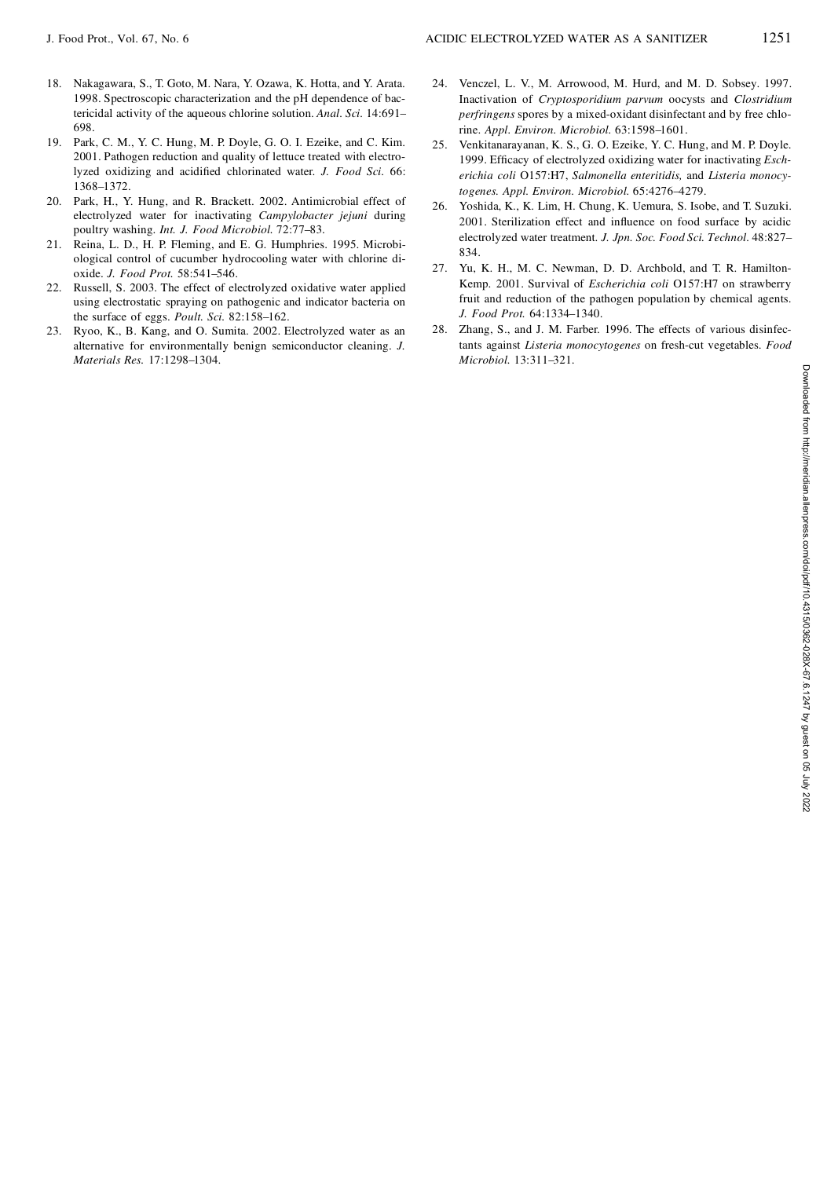18. Nakagawara, S., T. Goto, M. Nara, Y. Ozawa, K. Hotta, and Y. Arata. 1998. Spectroscopic characterization and the pH dependence of bactericidal activity of the aqueous chlorine solution. *Anal. Sci.* 14:691–698.
19. Park, C. M., Y. C. Hung, M. P. Doyle, G. O. I. Ezeike, and C. Kim. 2001. Pathogen reduction and quality of lettuce treated with electrolyzed oxidizing and acidified chlorinated water. *J. Food Sci.* 66: 1368–1372.
20. Park, H., Y. Hung, and R. Brackett. 2002. Antimicrobial effect of electrolyzed water for inactivating *Campylobacter jejuni* during poultry washing. *Int. J. Food Microbiol.* 72:77–83.
21. Reina, L. D., H. P. Fleming, and E. G. Humphries. 1995. Microbiological control of cucumber hydrocooling water with chlorine dioxide. *J. Food Prot.* 58:541–546.
22. Russell, S. 2003. The effect of electrolyzed oxidative water applied using electrostatic spraying on pathogenic and indicator bacteria on the surface of eggs. *Poult. Sci.* 82:158–162.
23. Ryoo, K., B. Kang, and O. Sumita. 2002. Electrolyzed water as an alternative for environmentally benign semiconductor cleaning. *J. Materials Res.* 17:1298–1304.
24. Venczel, L. V., M. Arrowood, M. Hurd, and M. D. Sobsey. 1997. Inactivation of *Cryptosporidium parvum* oocysts and *Clostridium perfringens* spores by a mixed-oxidant disinfectant and by free chlorine. *Appl. Environ. Microbiol.* 63:1598–1601.
25. Venkitanarayanan, K. S., G. O. Ezeike, Y. C. Hung, and M. P. Doyle. 1999. Efficacy of electrolyzed oxidizing water for inactivating *Escherichia coli* O157:H7, *Salmonella enteritidis,* and *Listeria monocytogenes*. *Appl. Environ. Microbiol.* 65:4276–4279.
26. Yoshida, K., K. Lim, H. Chung, K. Uemura, S. Isobe, and T. Suzuki. 2001. Sterilization effect and influence on food surface by acidic electrolyzed water treatment. *J. Jpn. Soc. Food Sci. Technol.* 48:827–834.
27. Yu, K. H., M. C. Newman, D. D. Archbold, and T. R. Hamilton-Kemp. 2001. Survival of *Escherichia coli* O157:H7 on strawberry fruit and reduction of the pathogen population by chemical agents. *J. Food Prot.* 64:1334–1340.
28. Zhang, S., and J. M. Farber. 1996. The effects of various disinfectants against *Listeria monocytogenes* on fresh-cut vegetables. *Food Microbiol.* 13:311–321.